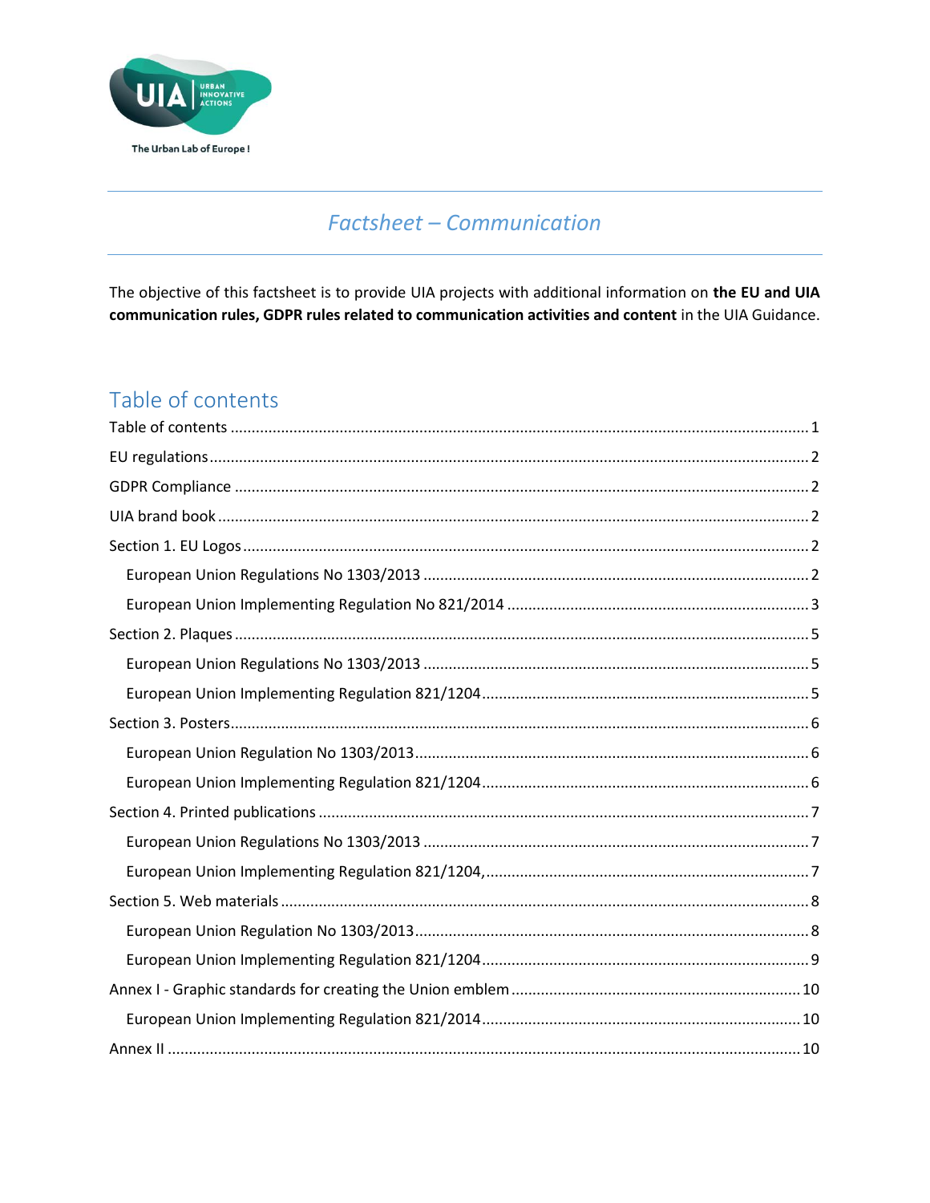# *Factsheet – Communication*

The objective of this factsheet is to provide UIA projects with additional information on **the EU and UIA communication rules, GDPR rules related to communication activities and content** in the UIA Guidance.

## Table of contents

- Table of contents ........ 1
- EU regulations ........ 2
- GDPR Compliance ........ 2
- UIA brand book ........ 2
- Section 1. EU Logos ........ 2
  - European Union Regulations No 1303/2013 ........ 2
  - European Union Implementing Regulation No 821/2014 ........ 3
- Section 2. Plaques ........ 5
  - European Union Regulations No 1303/2013 ........ 5
  - European Union Implementing Regulation 821/1204 ........ 5
- Section 3. Posters ........ 6
  - European Union Regulation No 1303/2013 ........ 6
  - European Union Implementing Regulation 821/1204 ........ 6
- Section 4. Printed publications ........ 7
  - European Union Regulations No 1303/2013 ........ 7
  - European Union Implementing Regulation 821/1204, ........ 7
- Section 5. Web materials ........ 8
  - European Union Regulation No 1303/2013 ........ 8
  - European Union Implementing Regulation 821/1204 ........ 9
- Annex I - Graphic standards for creating the Union emblem ........ 10
  - European Union Implementing Regulation 821/2014 ........ 10
- Annex II ........ 10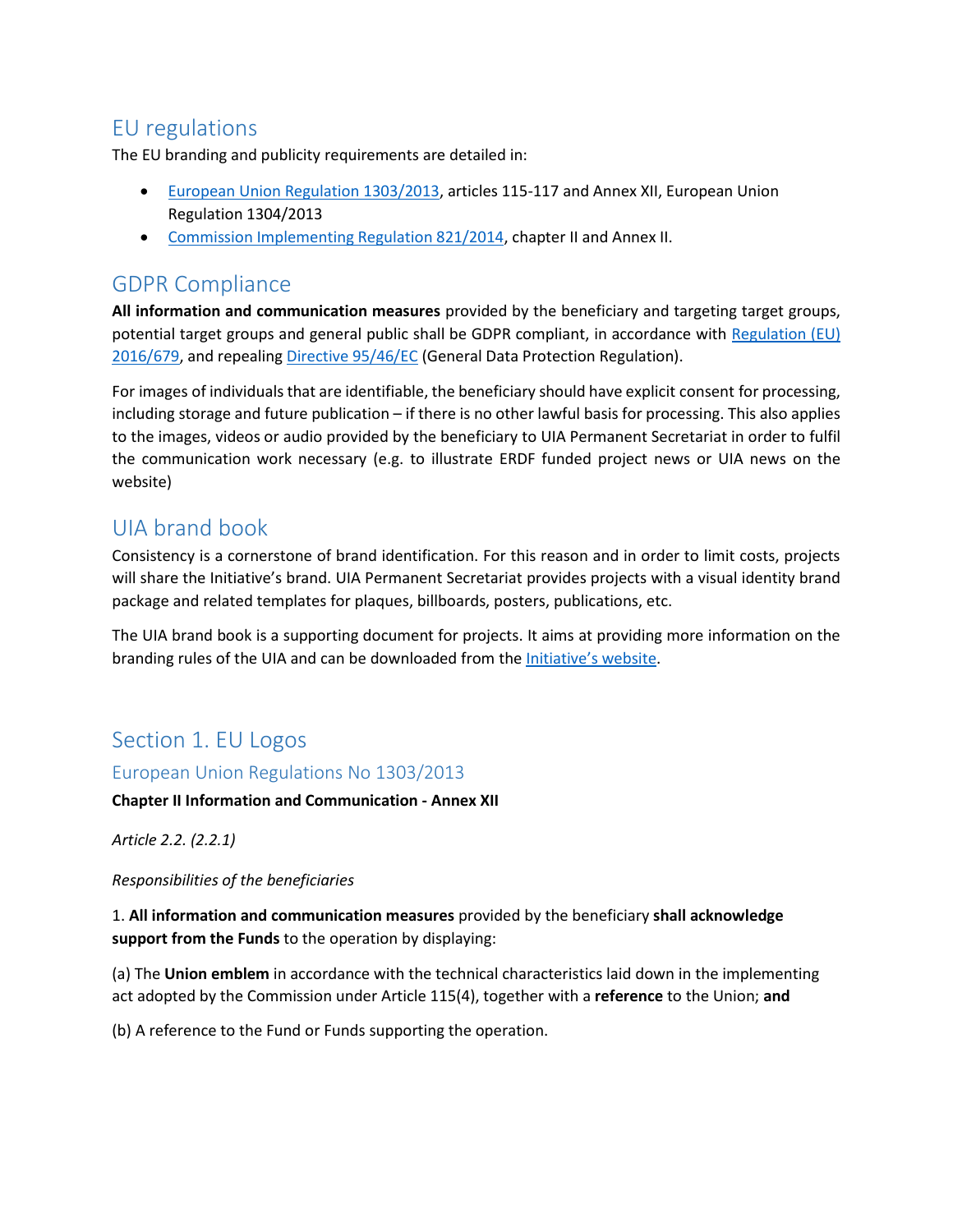## EU regulations

The EU branding and publicity requirements are detailed in:

- [European Union Regulation 1303/2013](), articles 115-117 and Annex XII, European Union Regulation 1304/2013
- [Commission Implementing Regulation 821/2014](), chapter II and Annex II.

## GDPR Compliance

**All information and communication measures** provided by the beneficiary and targeting target groups, potential target groups and general public shall be GDPR compliant, in accordance with [Regulation (EU) 2016/679](), and repealing [Directive 95/46/EC]() (General Data Protection Regulation).

For images of individuals that are identifiable, the beneficiary should have explicit consent for processing, including storage and future publication – if there is no other lawful basis for processing. This also applies to the images, videos or audio provided by the beneficiary to UIA Permanent Secretariat in order to fulfil the communication work necessary (e.g. to illustrate ERDF funded project news or UIA news on the website)

## UIA brand book

Consistency is a cornerstone of brand identification. For this reason and in order to limit costs, projects will share the Initiative's brand. UIA Permanent Secretariat provides projects with a visual identity brand package and related templates for plaques, billboards, posters, publications, etc.

The UIA brand book is a supporting document for projects. It aims at providing more information on the branding rules of the UIA and can be downloaded from the [Initiative's website]().

## Section 1. EU Logos

### European Union Regulations No 1303/2013

**Chapter II Information and Communication - Annex XII**

*Article 2.2. (2.2.1)*

*Responsibilities of the beneficiaries*

1. **All information and communication measures** provided by the beneficiary **shall acknowledge support from the Funds** to the operation by displaying:

(a) The **Union emblem** in accordance with the technical characteristics laid down in the implementing act adopted by the Commission under Article 115(4), together with a **reference** to the Union; **and**

(b) A reference to the Fund or Funds supporting the operation.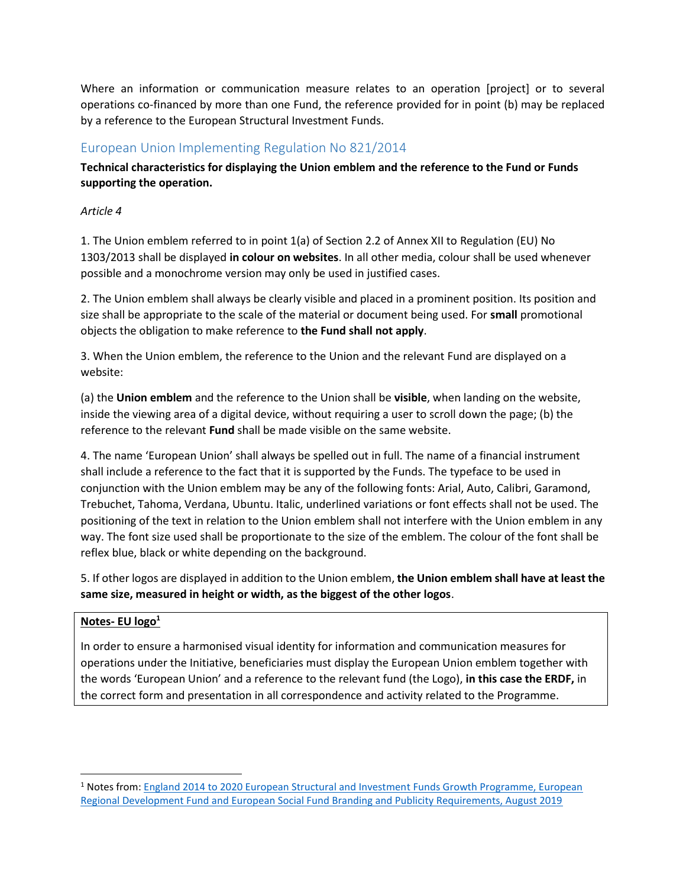Where an information or communication measure relates to an operation [project] or to several operations co-financed by more than one Fund, the reference provided for in point (b) may be replaced by a reference to the European Structural Investment Funds.

## European Union Implementing Regulation No 821/2014

**Technical characteristics for displaying the Union emblem and the reference to the Fund or Funds supporting the operation.**

*Article 4*

1. The Union emblem referred to in point 1(a) of Section 2.2 of Annex XII to Regulation (EU) No 1303/2013 shall be displayed **in colour on websites**. In all other media, colour shall be used whenever possible and a monochrome version may only be used in justified cases.

2. The Union emblem shall always be clearly visible and placed in a prominent position. Its position and size shall be appropriate to the scale of the material or document being used. For **small** promotional objects the obligation to make reference to **the Fund shall not apply**.

3. When the Union emblem, the reference to the Union and the relevant Fund are displayed on a website:

(a) the **Union emblem** and the reference to the Union shall be **visible**, when landing on the website, inside the viewing area of a digital device, without requiring a user to scroll down the page; (b) the reference to the relevant **Fund** shall be made visible on the same website.

4. The name 'European Union' shall always be spelled out in full. The name of a financial instrument shall include a reference to the fact that it is supported by the Funds. The typeface to be used in conjunction with the Union emblem may be any of the following fonts: Arial, Auto, Calibri, Garamond, Trebuchet, Tahoma, Verdana, Ubuntu. Italic, underlined variations or font effects shall not be used. The positioning of the text in relation to the Union emblem shall not interfere with the Union emblem in any way. The font size used shall be proportionate to the size of the emblem. The colour of the font shall be reflex blue, black or white depending on the background.

5. If other logos are displayed in addition to the Union emblem, **the Union emblem shall have at least the same size, measured in height or width, as the biggest of the other logos**.

**Notes- EU logo[1]**

In order to ensure a harmonised visual identity for information and communication measures for operations under the Initiative, beneficiaries must display the European Union emblem together with the words 'European Union' and a reference to the relevant fund (the Logo), **in this case the ERDF,** in the correct form and presentation in all correspondence and activity related to the Programme.

---

[1] Notes from: England 2014 to 2020 European Structural and Investment Funds Growth Programme, European Regional Development Fund and European Social Fund Branding and Publicity Requirements, August 2019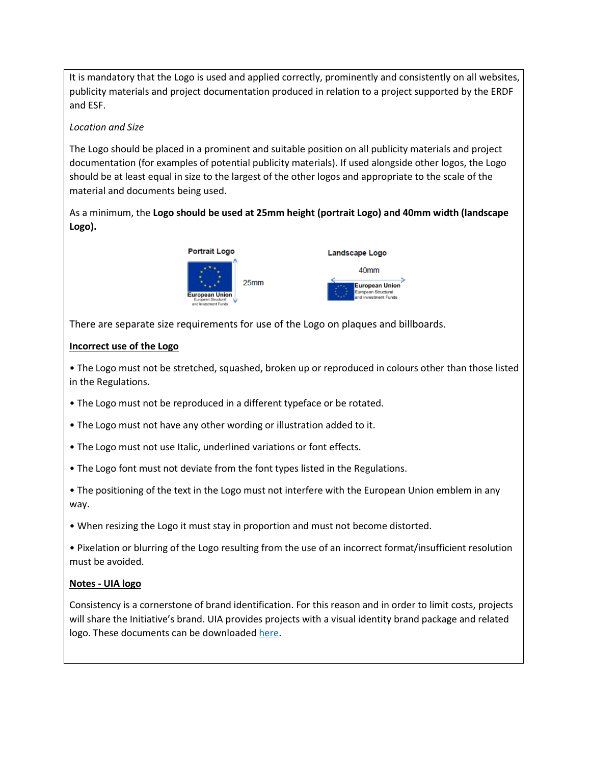It is mandatory that the Logo is used and applied correctly, prominently and consistently on all websites, publicity materials and project documentation produced in relation to a project supported by the ERDF and ESF.

*Location and Size*

The Logo should be placed in a prominent and suitable position on all publicity materials and project documentation (for examples of potential publicity materials). If used alongside other logos, the Logo should be at least equal in size to the largest of the other logos and appropriate to the scale of the material and documents being used.

As a minimum, the **Logo should be used at 25mm height (portrait Logo) and 40mm width (landscape Logo).**

Portrait Logo

25mm

Landscape Logo

40mm

There are separate size requirements for use of the Logo on plaques and billboards.

**Incorrect use of the Logo**

- The Logo must not be stretched, squashed, broken up or reproduced in colours other than those listed in the Regulations.
- The Logo must not be reproduced in a different typeface or be rotated.
- The Logo must not have any other wording or illustration added to it.
- The Logo must not use Italic, underlined variations or font effects.
- The Logo font must not deviate from the font types listed in the Regulations.
- The positioning of the text in the Logo must not interfere with the European Union emblem in any way.
- When resizing the Logo it must stay in proportion and must not become distorted.
- Pixelation or blurring of the Logo resulting from the use of an incorrect format/insufficient resolution must be avoided.

**Notes - UIA logo**

Consistency is a cornerstone of brand identification. For this reason and in order to limit costs, projects will share the Initiative's brand. UIA provides projects with a visual identity brand package and related logo. These documents can be downloaded here.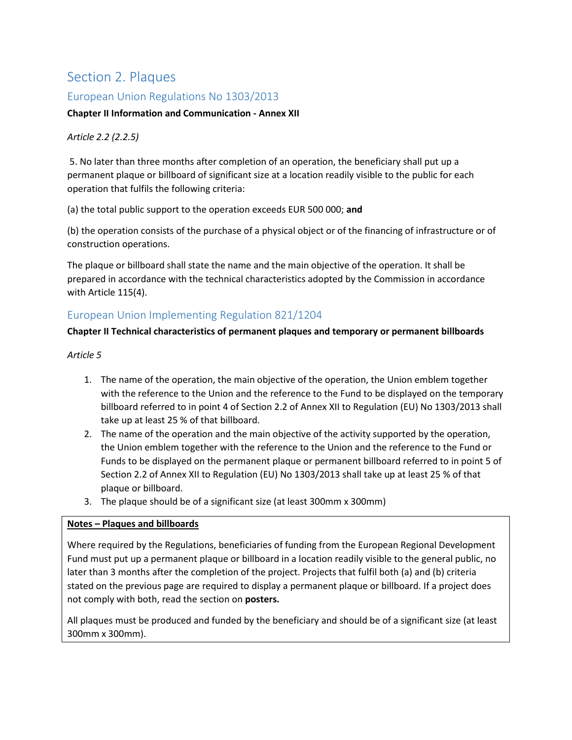# Section 2. Plaques

## European Union Regulations No 1303/2013

**Chapter II Information and Communication - Annex XII**

*Article 2.2 (2.2.5)*

5. No later than three months after completion of an operation, the beneficiary shall put up a permanent plaque or billboard of significant size at a location readily visible to the public for each operation that fulfils the following criteria:

(a) the total public support to the operation exceeds EUR 500 000; **and**

(b) the operation consists of the purchase of a physical object or of the financing of infrastructure or of construction operations.

The plaque or billboard shall state the name and the main objective of the operation. It shall be prepared in accordance with the technical characteristics adopted by the Commission in accordance with Article 115(4).

## European Union Implementing Regulation 821/1204

**Chapter II Technical characteristics of permanent plaques and temporary or permanent billboards**

*Article 5*

1. The name of the operation, the main objective of the operation, the Union emblem together with the reference to the Union and the reference to the Fund to be displayed on the temporary billboard referred to in point 4 of Section 2.2 of Annex XII to Regulation (EU) No 1303/2013 shall take up at least 25 % of that billboard.
2. The name of the operation and the main objective of the activity supported by the operation, the Union emblem together with the reference to the Union and the reference to the Fund or Funds to be displayed on the permanent plaque or permanent billboard referred to in point 5 of Section 2.2 of Annex XII to Regulation (EU) No 1303/2013 shall take up at least 25 % of that plaque or billboard.
3. The plaque should be of a significant size (at least 300mm x 300mm)

**Notes – Plaques and billboards**

Where required by the Regulations, beneficiaries of funding from the European Regional Development Fund must put up a permanent plaque or billboard in a location readily visible to the general public, no later than 3 months after the completion of the project. Projects that fulfil both (a) and (b) criteria stated on the previous page are required to display a permanent plaque or billboard. If a project does not comply with both, read the section on **posters.**

All plaques must be produced and funded by the beneficiary and should be of a significant size (at least 300mm x 300mm).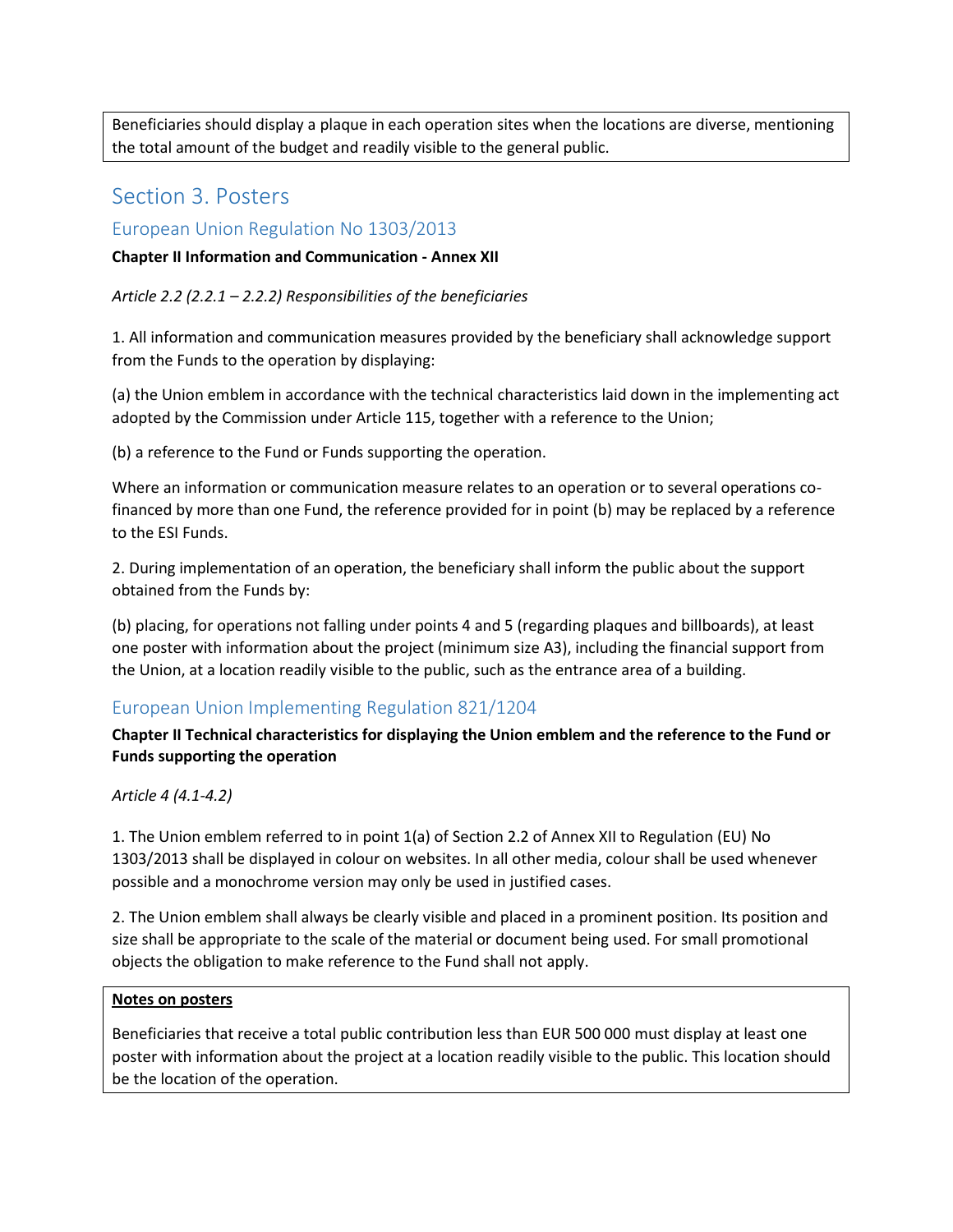Beneficiaries should display a plaque in each operation sites when the locations are diverse, mentioning the total amount of the budget and readily visible to the general public.

## Section 3. Posters

### European Union Regulation No 1303/2013

**Chapter II Information and Communication - Annex XII**

*Article 2.2 (2.2.1 – 2.2.2) Responsibilities of the beneficiaries*

1. All information and communication measures provided by the beneficiary shall acknowledge support from the Funds to the operation by displaying:

(a) the Union emblem in accordance with the technical characteristics laid down in the implementing act adopted by the Commission under Article 115, together with a reference to the Union;

(b) a reference to the Fund or Funds supporting the operation.

Where an information or communication measure relates to an operation or to several operations co-financed by more than one Fund, the reference provided for in point (b) may be replaced by a reference to the ESI Funds.

2. During implementation of an operation, the beneficiary shall inform the public about the support obtained from the Funds by:

(b) placing, for operations not falling under points 4 and 5 (regarding plaques and billboards), at least one poster with information about the project (minimum size A3), including the financial support from the Union, at a location readily visible to the public, such as the entrance area of a building.

### European Union Implementing Regulation 821/1204

**Chapter II Technical characteristics for displaying the Union emblem and the reference to the Fund or Funds supporting the operation**

*Article 4 (4.1-4.2)*

1. The Union emblem referred to in point 1(a) of Section 2.2 of Annex XII to Regulation (EU) No 1303/2013 shall be displayed in colour on websites. In all other media, colour shall be used whenever possible and a monochrome version may only be used in justified cases.

2. The Union emblem shall always be clearly visible and placed in a prominent position. Its position and size shall be appropriate to the scale of the material or document being used. For small promotional objects the obligation to make reference to the Fund shall not apply.

**Notes on posters**

Beneficiaries that receive a total public contribution less than EUR 500 000 must display at least one poster with information about the project at a location readily visible to the public. This location should be the location of the operation.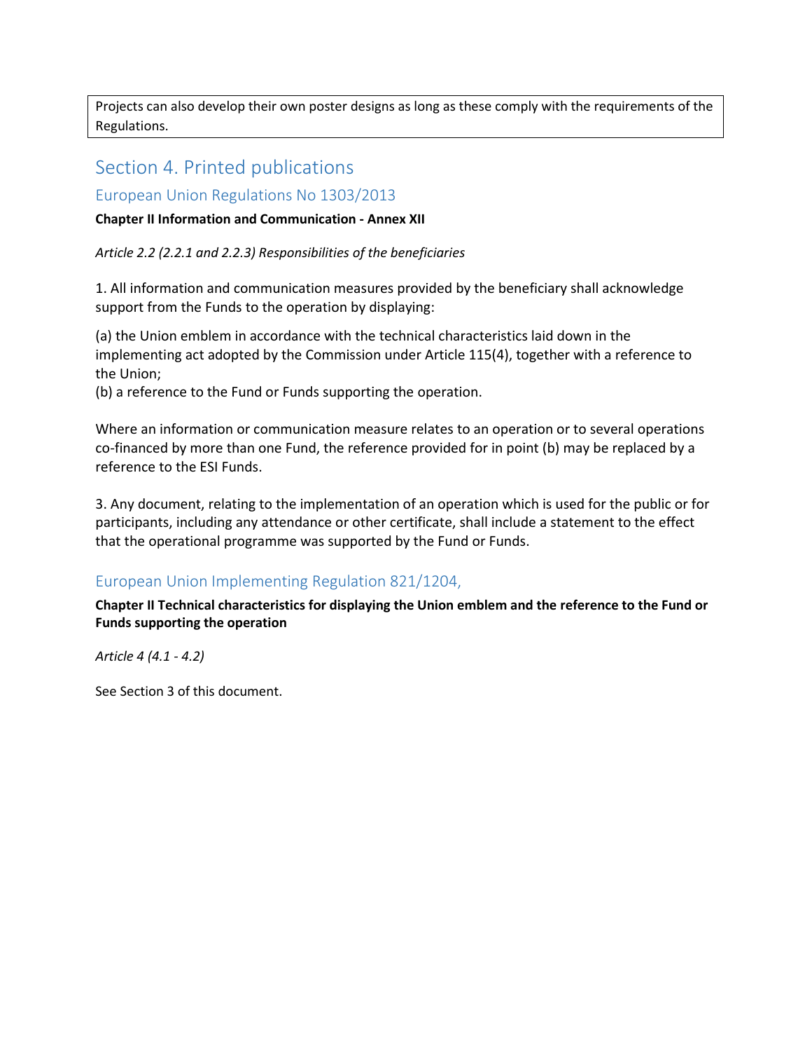Projects can also develop their own poster designs as long as these comply with the requirements of the Regulations.

# Section 4. Printed publications

## European Union Regulations No 1303/2013

**Chapter II Information and Communication - Annex XII**

*Article 2.2 (2.2.1 and 2.2.3) Responsibilities of the beneficiaries*

1. All information and communication measures provided by the beneficiary shall acknowledge support from the Funds to the operation by displaying:

(a) the Union emblem in accordance with the technical characteristics laid down in the implementing act adopted by the Commission under Article 115(4), together with a reference to the Union;
(b) a reference to the Fund or Funds supporting the operation.

Where an information or communication measure relates to an operation or to several operations co-financed by more than one Fund, the reference provided for in point (b) may be replaced by a reference to the ESI Funds.

3. Any document, relating to the implementation of an operation which is used for the public or for participants, including any attendance or other certificate, shall include a statement to the effect that the operational programme was supported by the Fund or Funds.

## European Union Implementing Regulation 821/1204,

**Chapter II Technical characteristics for displaying the Union emblem and the reference to the Fund or Funds supporting the operation**

*Article 4 (4.1 - 4.2)*

See Section 3 of this document.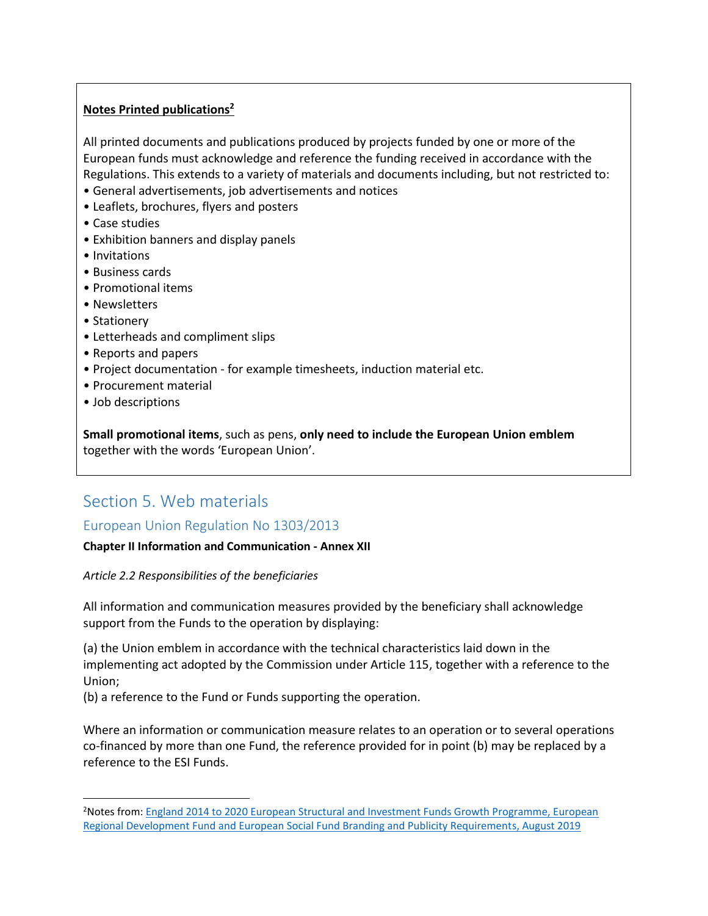**Notes Printed publications**[2]

All printed documents and publications produced by projects funded by one or more of the European funds must acknowledge and reference the funding received in accordance with the Regulations. This extends to a variety of materials and documents including, but not restricted to:

- General advertisements, job advertisements and notices
- Leaflets, brochures, flyers and posters
- Case studies
- Exhibition banners and display panels
- Invitations
- Business cards
- Promotional items
- Newsletters
- Stationery
- Letterheads and compliment slips
- Reports and papers
- Project documentation - for example timesheets, induction material etc.
- Procurement material
- Job descriptions

**Small promotional items**, such as pens, **only need to include the European Union emblem** together with the words 'European Union'.

## Section 5. Web materials

### European Union Regulation No 1303/2013

**Chapter II Information and Communication - Annex XII**

*Article 2.2 Responsibilities of the beneficiaries*

All information and communication measures provided by the beneficiary shall acknowledge support from the Funds to the operation by displaying:

(a) the Union emblem in accordance with the technical characteristics laid down in the implementing act adopted by the Commission under Article 115, together with a reference to the Union;
(b) a reference to the Fund or Funds supporting the operation.

Where an information or communication measure relates to an operation or to several operations co-financed by more than one Fund, the reference provided for in point (b) may be replaced by a reference to the ESI Funds.

---

[2] Notes from: England 2014 to 2020 European Structural and Investment Funds Growth Programme, European Regional Development Fund and European Social Fund Branding and Publicity Requirements, August 2019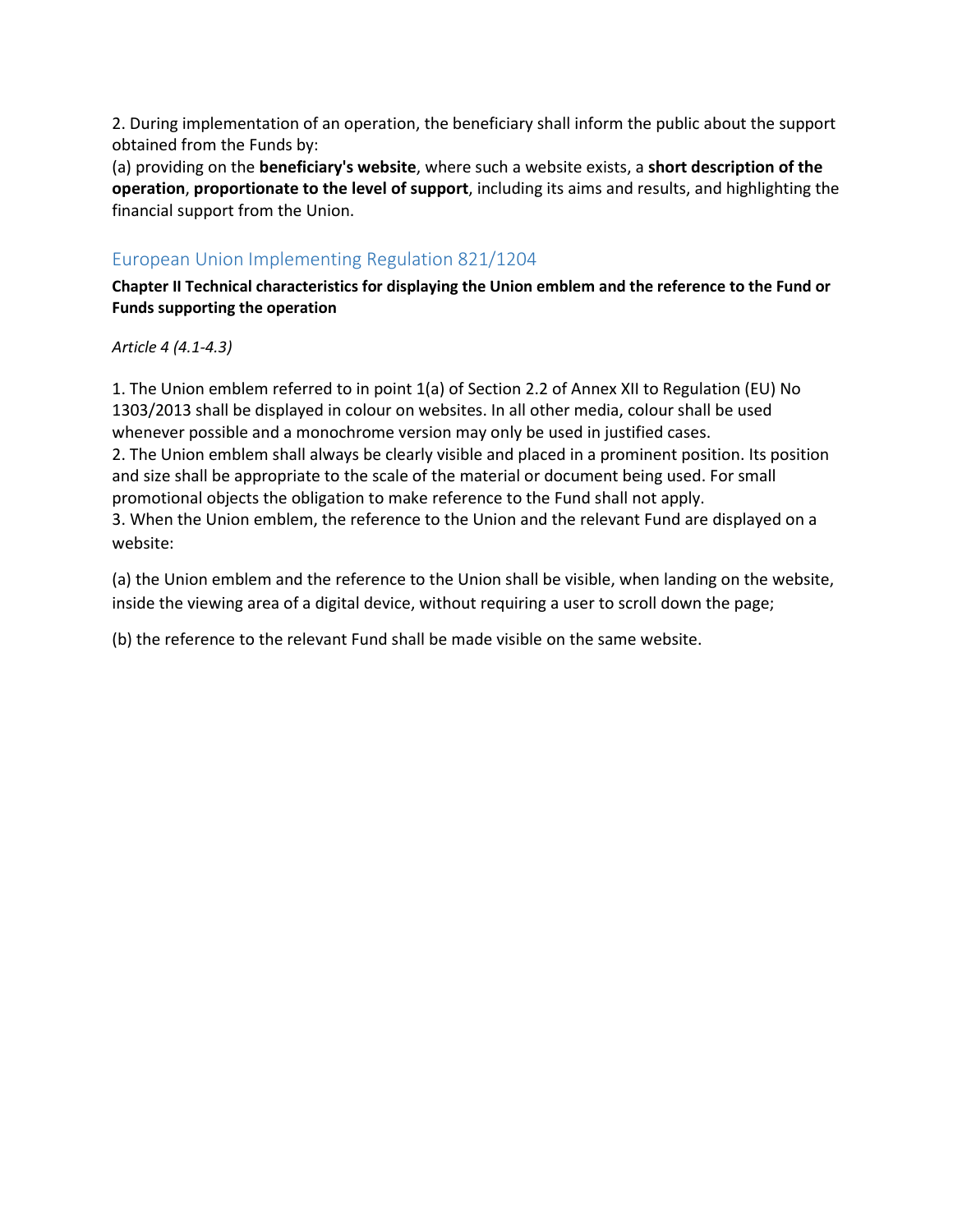2. During implementation of an operation, the beneficiary shall inform the public about the support obtained from the Funds by:
(a) providing on the **beneficiary's website**, where such a website exists, a **short description of the operation**, **proportionate to the level of support**, including its aims and results, and highlighting the financial support from the Union.

## European Union Implementing Regulation 821/1204

**Chapter II Technical characteristics for displaying the Union emblem and the reference to the Fund or Funds supporting the operation**

*Article 4 (4.1-4.3)*

1. The Union emblem referred to in point 1(a) of Section 2.2 of Annex XII to Regulation (EU) No 1303/2013 shall be displayed in colour on websites. In all other media, colour shall be used whenever possible and a monochrome version may only be used in justified cases.
2. The Union emblem shall always be clearly visible and placed in a prominent position. Its position and size shall be appropriate to the scale of the material or document being used. For small promotional objects the obligation to make reference to the Fund shall not apply.
3. When the Union emblem, the reference to the Union and the relevant Fund are displayed on a website:

(a) the Union emblem and the reference to the Union shall be visible, when landing on the website, inside the viewing area of a digital device, without requiring a user to scroll down the page;

(b) the reference to the relevant Fund shall be made visible on the same website.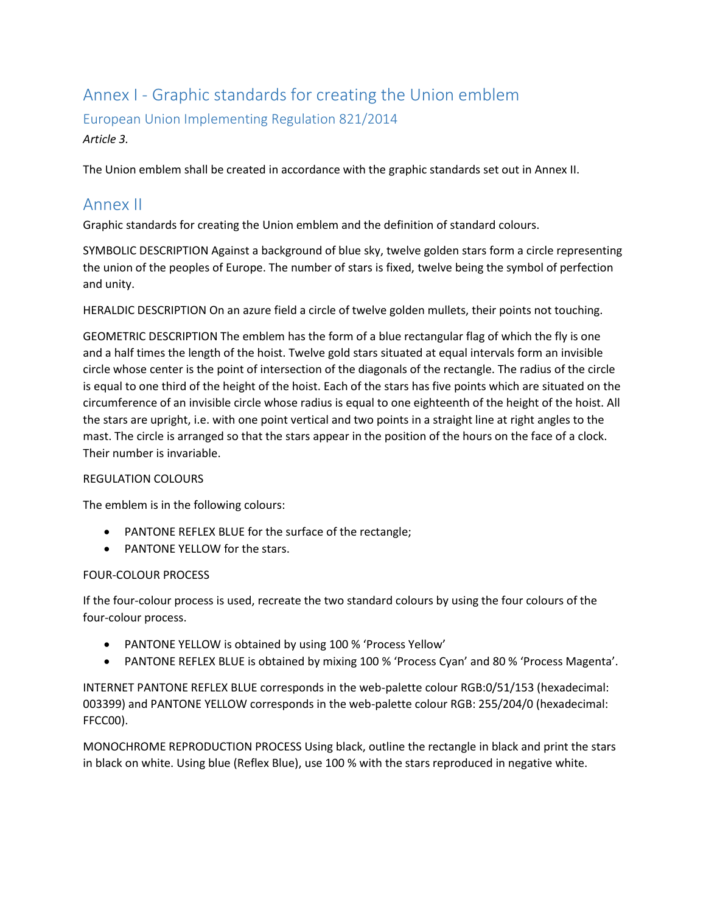# Annex I - Graphic standards for creating the Union emblem

## European Union Implementing Regulation 821/2014

*Article 3.*

The Union emblem shall be created in accordance with the graphic standards set out in Annex II.

# Annex II

Graphic standards for creating the Union emblem and the definition of standard colours.

SYMBOLIC DESCRIPTION Against a background of blue sky, twelve golden stars form a circle representing the union of the peoples of Europe. The number of stars is fixed, twelve being the symbol of perfection and unity.

HERALDIC DESCRIPTION On an azure field a circle of twelve golden mullets, their points not touching.

GEOMETRIC DESCRIPTION The emblem has the form of a blue rectangular flag of which the fly is one and a half times the length of the hoist. Twelve gold stars situated at equal intervals form an invisible circle whose center is the point of intersection of the diagonals of the rectangle. The radius of the circle is equal to one third of the height of the hoist. Each of the stars has five points which are situated on the circumference of an invisible circle whose radius is equal to one eighteenth of the height of the hoist. All the stars are upright, i.e. with one point vertical and two points in a straight line at right angles to the mast. The circle is arranged so that the stars appear in the position of the hours on the face of a clock. Their number is invariable.

REGULATION COLOURS

The emblem is in the following colours:

- PANTONE REFLEX BLUE for the surface of the rectangle;
- PANTONE YELLOW for the stars.

FOUR-COLOUR PROCESS

If the four-colour process is used, recreate the two standard colours by using the four colours of the four-colour process.

- PANTONE YELLOW is obtained by using 100 % 'Process Yellow'
- PANTONE REFLEX BLUE is obtained by mixing 100 % 'Process Cyan' and 80 % 'Process Magenta'.

INTERNET PANTONE REFLEX BLUE corresponds in the web-palette colour RGB:0/51/153 (hexadecimal: 003399) and PANTONE YELLOW corresponds in the web-palette colour RGB: 255/204/0 (hexadecimal: FFCC00).

MONOCHROME REPRODUCTION PROCESS Using black, outline the rectangle in black and print the stars in black on white. Using blue (Reflex Blue), use 100 % with the stars reproduced in negative white.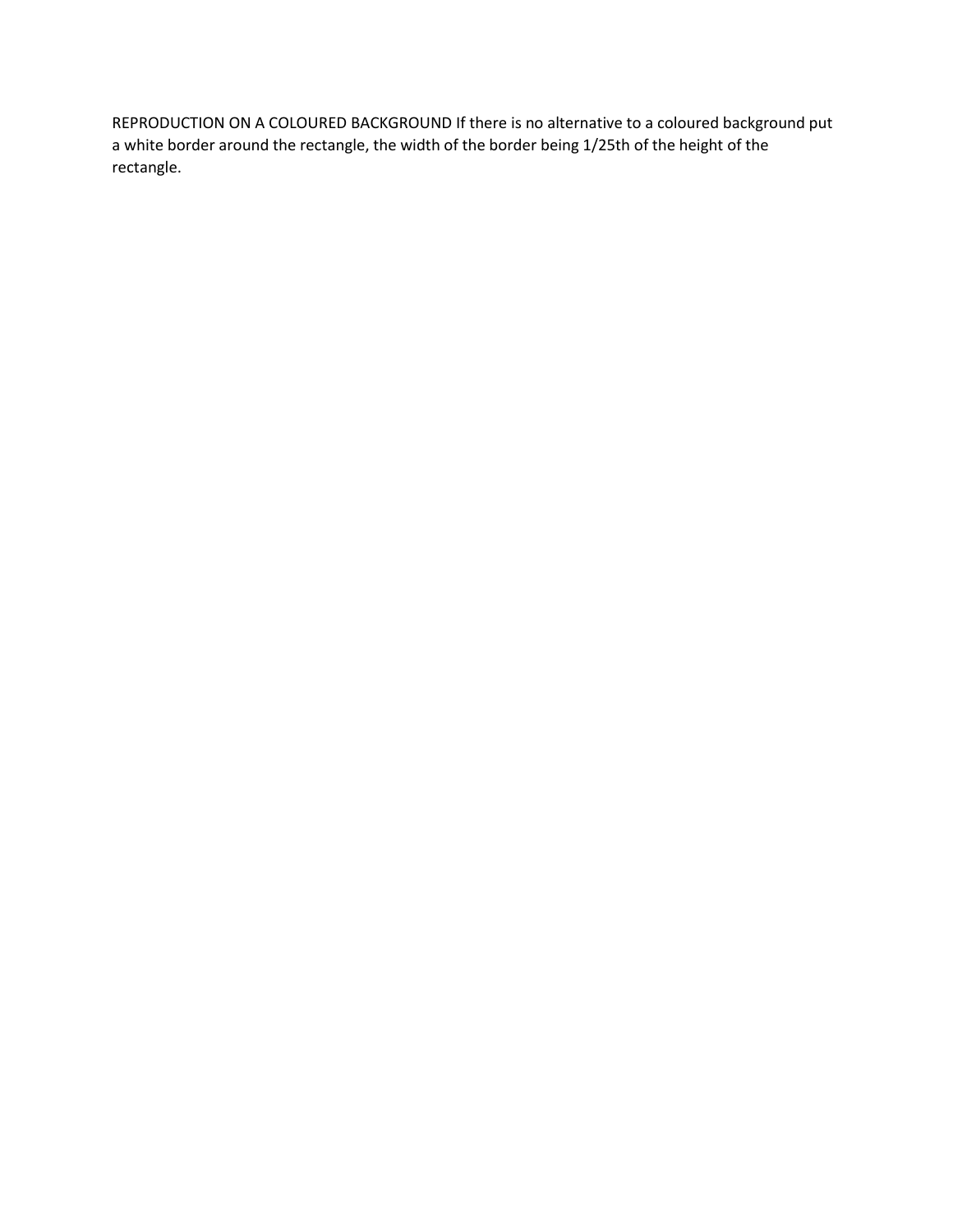REPRODUCTION ON A COLOURED BACKGROUND If there is no alternative to a coloured background put a white border around the rectangle, the width of the border being 1/25th of the height of the rectangle.